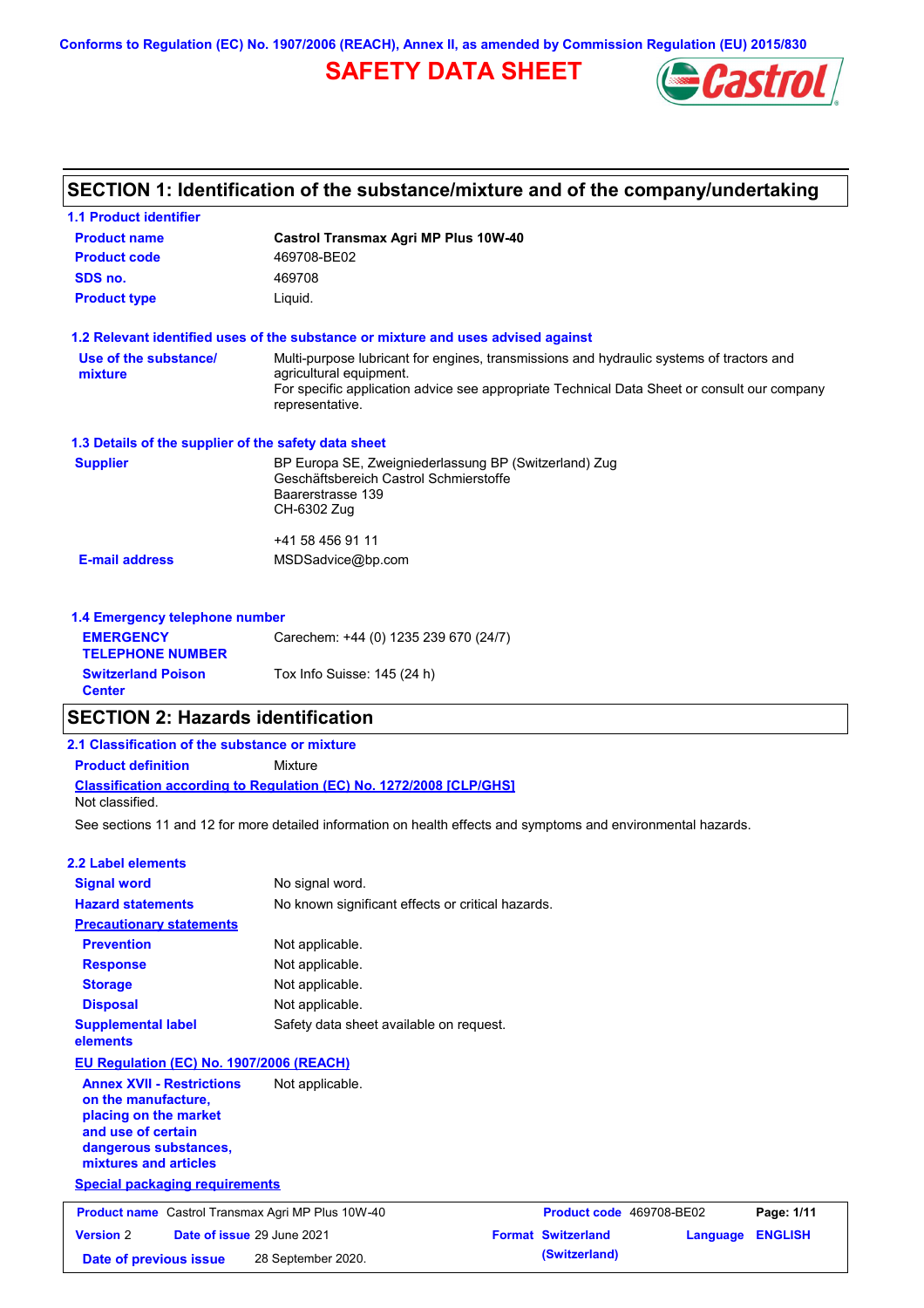Conforms to Regulation (EC) No. 1907/2006 (REACH), Annex II, as amended by Commission Regulation (EU) 2015/830

# SAFETY DATA SHEET

## SECTION 1: Identification of the substance/mixture and of the company/undertaking

### 1.1 Product identifier

**Product name** Castrol Transmax Agri MP Plus 10W-40

**Product code** 469708-BE02

**SDS no.** 469708

**Product type** Liquid.

### 1.2 Relevant identified uses of the substance or mixture and uses advised against

**Use of the substance/ mixture** Multi-purpose lubricant for engines, transmissions and hydraulic systems of tractors and agricultural equipment.
For specific application advice see appropriate Technical Data Sheet or consult our company representative.

### 1.3 Details of the supplier of the safety data sheet

**Supplier** BP Europa SE, Zweigniederlassung BP (Switzerland) Zug
Geschäftsbereich Castrol Schmierstoffe
Baarerstrasse 139
CH-6302 Zug

+41 58 456 91 11

**E-mail address** MSDSadvice@bp.com

### 1.4 Emergency telephone number

**EMERGENCY TELEPHONE NUMBER** Carechem: +44 (0) 1235 239 670 (24/7)

**Switzerland Poison Center** Tox Info Suisse: 145 (24 h)

## SECTION 2: Hazards identification

### 2.1 Classification of the substance or mixture

**Product definition** Mixture

**Classification according to Regulation (EC) No. 1272/2008 [CLP/GHS]**
Not classified.

See sections 11 and 12 for more detailed information on health effects and symptoms and environmental hazards.

### 2.2 Label elements

**Signal word** No signal word.

**Hazard statements** No known significant effects or critical hazards.

**Precautionary statements**

**Prevention** Not applicable.

**Response** Not applicable.

**Storage** Not applicable.

**Disposal** Not applicable.

**Supplemental label elements** Safety data sheet available on request.

**EU Regulation (EC) No. 1907/2006 (REACH)**

**Annex XVII - Restrictions on the manufacture, placing on the market and use of certain dangerous substances, mixtures and articles** Not applicable.

**Special packaging requirements**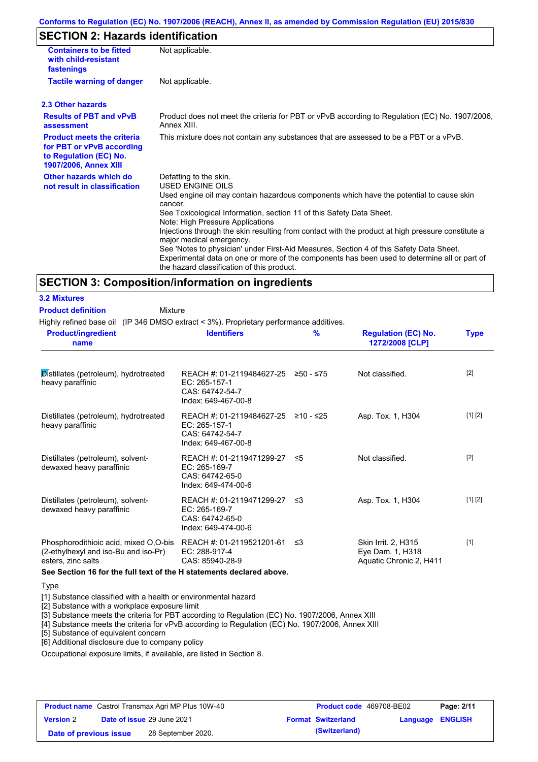Conforms to Regulation (EC) No. 1907/2006 (REACH), Annex II, as amended by Commission Regulation (EU) 2015/830

## SECTION 2: Hazards identification

| | |
|---|---|
| **Containers to be fitted with child-resistant fastenings** | Not applicable. |
| **Tactile warning of danger** | Not applicable. |

### 2.3 Other hazards

| | |
|---|---|
| **Results of PBT and vPvB assessment** | Product does not meet the criteria for PBT or vPvB according to Regulation (EC) No. 1907/2006, Annex XIII. |
| **Product meets the criteria for PBT or vPvB according to Regulation (EC) No. 1907/2006, Annex XIII** | This mixture does not contain any substances that are assessed to be a PBT or a vPvB. |
| **Other hazards which do not result in classification** | Defatting to the skin.<br>USED ENGINE OILS<br>Used engine oil may contain hazardous components which have the potential to cause skin cancer.<br>See Toxicological Information, section 11 of this Safety Data Sheet.<br>Note: High Pressure Applications<br>Injections through the skin resulting from contact with the product at high pressure constitute a major medical emergency.<br>See 'Notes to physician' under First-Aid Measures, Section 4 of this Safety Data Sheet.<br>Experimental data on one or more of the components has been used to determine all or part of the hazard classification of this product. |

## SECTION 3: Composition/information on ingredients

### 3.2 Mixtures

**Product definition** Mixture

Highly refined base oil (IP 346 DMSO extract < 3%). Proprietary performance additives.

| Product/ingredient name | Identifiers | % | Regulation (EC) No. 1272/2008 [CLP] | Type |
|---|---|---|---|---|
| Distillates (petroleum), hydrotreated heavy paraffinic | REACH #: 01-2119484627-25<br>EC: 265-157-1<br>CAS: 64742-54-7<br>Index: 649-467-00-8 | ≥50 - ≤75 | Not classified. | [2] |
| Distillates (petroleum), hydrotreated heavy paraffinic | REACH #: 01-2119484627-25<br>EC: 265-157-1<br>CAS: 64742-54-7<br>Index: 649-467-00-8 | ≥10 - ≤25 | Asp. Tox. 1, H304 | [1] [2] |
| Distillates (petroleum), solvent-dewaxed heavy paraffinic | REACH #: 01-2119471299-27<br>EC: 265-169-7<br>CAS: 64742-65-0<br>Index: 649-474-00-6 | ≤5 | Not classified. | [2] |
| Distillates (petroleum), solvent-dewaxed heavy paraffinic | REACH #: 01-2119471299-27<br>EC: 265-169-7<br>CAS: 64742-65-0<br>Index: 649-474-00-6 | ≤3 | Asp. Tox. 1, H304 | [1] [2] |
| Phosphorodithioic acid, mixed O,O-bis (2-ethylhexyl and iso-Bu and iso-Pr) esters, zinc salts | REACH #: 01-2119521201-61<br>EC: 288-917-4<br>CAS: 85940-28-9 | ≤3 | Skin Irrit. 2, H315<br>Eye Dam. 1, H318<br>Aquatic Chronic 2, H411 | [1] |

**See Section 16 for the full text of the H statements declared above.**

Type

[1] Substance classified with a health or environmental hazard
[2] Substance with a workplace exposure limit
[3] Substance meets the criteria for PBT according to Regulation (EC) No. 1907/2006, Annex XIII
[4] Substance meets the criteria for vPvB according to Regulation (EC) No. 1907/2006, Annex XIII
[5] Substance of equivalent concern
[6] Additional disclosure due to company policy

Occupational exposure limits, if available, are listed in Section 8.

| | | | |
|---|---|---|---|
| **Product name** Castrol Transmax Agri MP Plus 10W-40 | | **Product code** 469708-BE02 | |
| **Version** 2 | **Date of issue** 29 June 2021 | **Format** Switzerland (Switzerland) | **Language** ENGLISH |
| **Date of previous issue** | 28 September 2020. | | |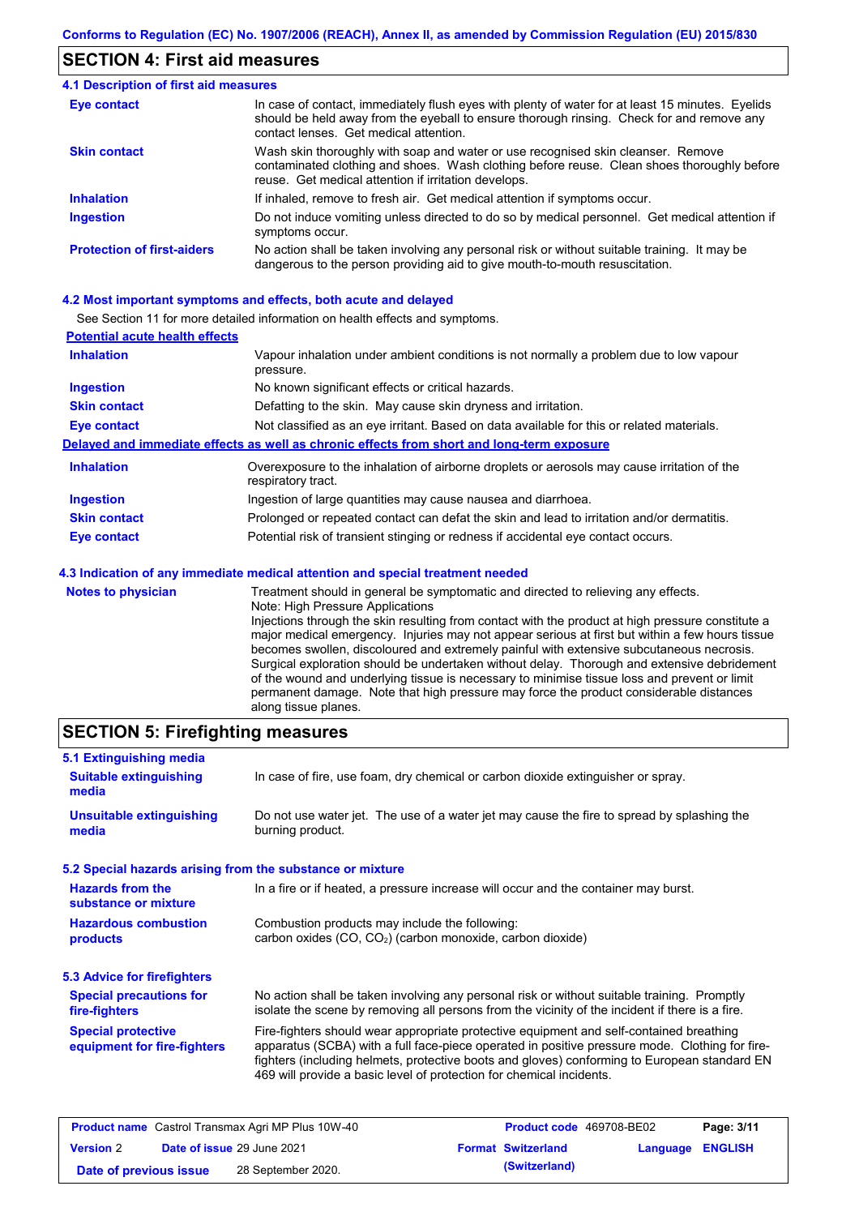## SECTION 4: First aid measures

### 4.1 Description of first aid measures

| | |
|---|---|
| **Eye contact** | In case of contact, immediately flush eyes with plenty of water for at least 15 minutes. Eyelids should be held away from the eyeball to ensure thorough rinsing. Check for and remove any contact lenses. Get medical attention. |
| **Skin contact** | Wash skin thoroughly with soap and water or use recognised skin cleanser. Remove contaminated clothing and shoes. Wash clothing before reuse. Clean shoes thoroughly before reuse. Get medical attention if irritation develops. |
| **Inhalation** | If inhaled, remove to fresh air. Get medical attention if symptoms occur. |
| **Ingestion** | Do not induce vomiting unless directed to do so by medical personnel. Get medical attention if symptoms occur. |
| **Protection of first-aiders** | No action shall be taken involving any personal risk or without suitable training. It may be dangerous to the person providing aid to give mouth-to-mouth resuscitation. |

### 4.2 Most important symptoms and effects, both acute and delayed

See Section 11 for more detailed information on health effects and symptoms.

**Potential acute health effects**

| | |
|---|---|
| **Inhalation** | Vapour inhalation under ambient conditions is not normally a problem due to low vapour pressure. |
| **Ingestion** | No known significant effects or critical hazards. |
| **Skin contact** | Defatting to the skin. May cause skin dryness and irritation. |
| **Eye contact** | Not classified as an eye irritant. Based on data available for this or related materials. |

**Delayed and immediate effects as well as chronic effects from short and long-term exposure**

| | |
|---|---|
| **Inhalation** | Overexposure to the inhalation of airborne droplets or aerosols may cause irritation of the respiratory tract. |
| **Ingestion** | Ingestion of large quantities may cause nausea and diarrhoea. |
| **Skin contact** | Prolonged or repeated contact can defat the skin and lead to irritation and/or dermatitis. |
| **Eye contact** | Potential risk of transient stinging or redness if accidental eye contact occurs. |

### 4.3 Indication of any immediate medical attention and special treatment needed

**Notes to physician**

Treatment should in general be symptomatic and directed to relieving any effects.
Note: High Pressure Applications
Injections through the skin resulting from contact with the product at high pressure constitute a major medical emergency. Injuries may not appear serious at first but within a few hours tissue becomes swollen, discoloured and extremely painful with extensive subcutaneous necrosis.
Surgical exploration should be undertaken without delay. Thorough and extensive debridement of the wound and underlying tissue is necessary to minimise tissue loss and prevent or limit permanent damage. Note that high pressure may force the product considerable distances along tissue planes.

## SECTION 5: Firefighting measures

### 5.1 Extinguishing media

| | |
|---|---|
| **Suitable extinguishing media** | In case of fire, use foam, dry chemical or carbon dioxide extinguisher or spray. |
| **Unsuitable extinguishing media** | Do not use water jet. The use of a water jet may cause the fire to spread by splashing the burning product. |

### 5.2 Special hazards arising from the substance or mixture

| | |
|---|---|
| **Hazards from the substance or mixture** | In a fire or if heated, a pressure increase will occur and the container may burst. |
| **Hazardous combustion products** | Combustion products may include the following: carbon oxides (CO, $CO_2$) (carbon monoxide, carbon dioxide) |

### 5.3 Advice for firefighters

| | |
|---|---|
| **Special precautions for fire-fighters** | No action shall be taken involving any personal risk or without suitable training. Promptly isolate the scene by removing all persons from the vicinity of the incident if there is a fire. |
| **Special protective equipment for fire-fighters** | Fire-fighters should wear appropriate protective equipment and self-contained breathing apparatus (SCBA) with a full face-piece operated in positive pressure mode. Clothing for fire-fighters (including helmets, protective boots and gloves) conforming to European standard EN 469 will provide a basic level of protection for chemical incidents. |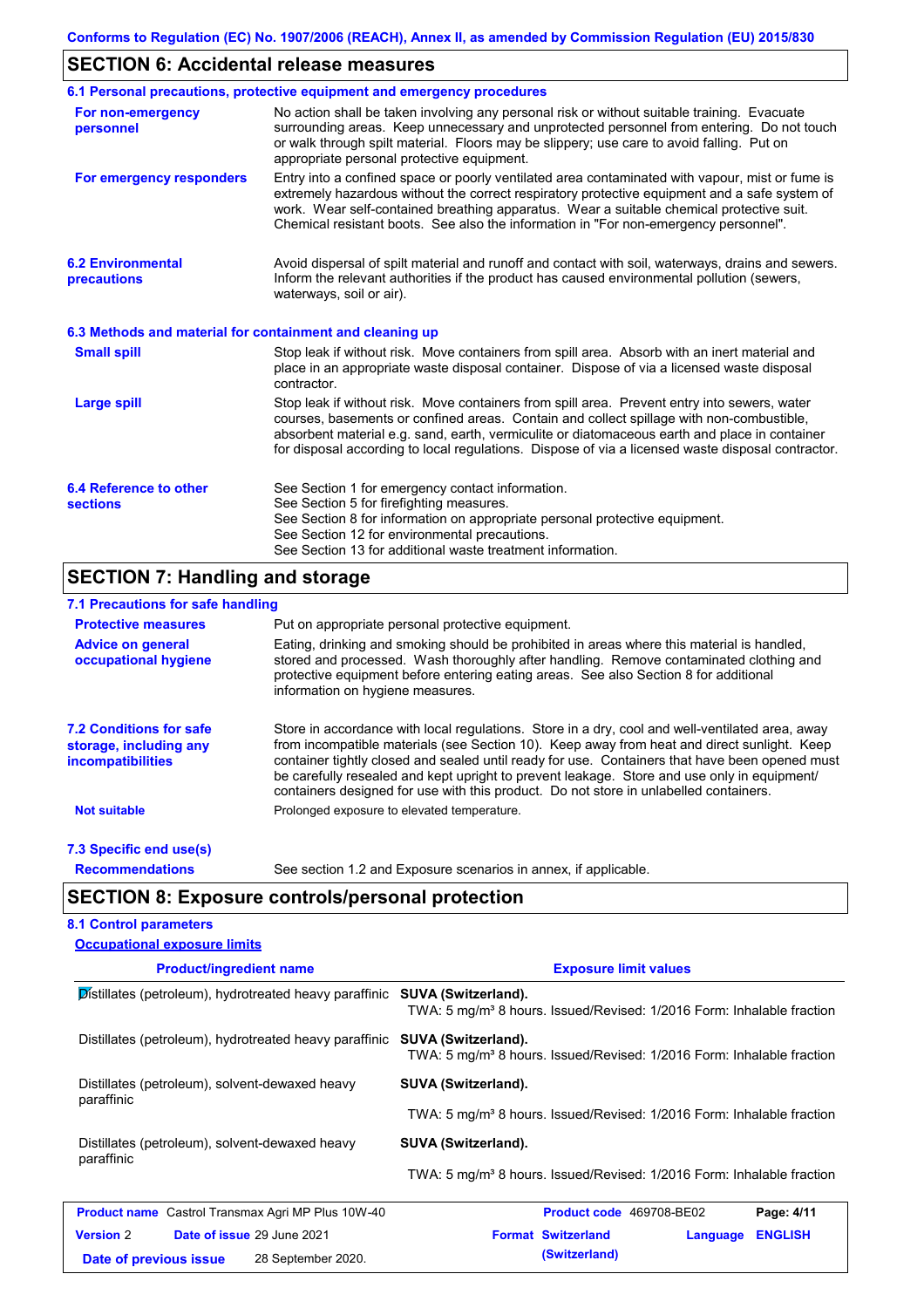## SECTION 6: Accidental release measures

### 6.1 Personal precautions, protective equipment and emergency procedures

**For non-emergency personnel**
No action shall be taken involving any personal risk or without suitable training. Evacuate surrounding areas. Keep unnecessary and unprotected personnel from entering. Do not touch or walk through spilt material. Floors may be slippery; use care to avoid falling. Put on appropriate personal protective equipment.

**For emergency responders**
Entry into a confined space or poorly ventilated area contaminated with vapour, mist or fume is extremely hazardous without the correct respiratory protective equipment and a safe system of work. Wear self-contained breathing apparatus. Wear a suitable chemical protective suit. Chemical resistant boots. See also the information in "For non-emergency personnel".

### 6.2 Environmental precautions

Avoid dispersal of spilt material and runoff and contact with soil, waterways, drains and sewers. Inform the relevant authorities if the product has caused environmental pollution (sewers, waterways, soil or air).

### 6.3 Methods and material for containment and cleaning up

**Small spill**
Stop leak if without risk. Move containers from spill area. Absorb with an inert material and place in an appropriate waste disposal container. Dispose of via a licensed waste disposal contractor.

**Large spill**
Stop leak if without risk. Move containers from spill area. Prevent entry into sewers, water courses, basements or confined areas. Contain and collect spillage with non-combustible, absorbent material e.g. sand, earth, vermiculite or diatomaceous earth and place in container for disposal according to local regulations. Dispose of via a licensed waste disposal contractor.

### 6.4 Reference to other sections

See Section 1 for emergency contact information.
See Section 5 for firefighting measures.
See Section 8 for information on appropriate personal protective equipment.
See Section 12 for environmental precautions.
See Section 13 for additional waste treatment information.

## SECTION 7: Handling and storage

### 7.1 Precautions for safe handling

**Protective measures**
Put on appropriate personal protective equipment.

**Advice on general occupational hygiene**
Eating, drinking and smoking should be prohibited in areas where this material is handled, stored and processed. Wash thoroughly after handling. Remove contaminated clothing and protective equipment before entering eating areas. See also Section 8 for additional information on hygiene measures.

### 7.2 Conditions for safe storage, including any incompatibilities

Store in accordance with local regulations. Store in a dry, cool and well-ventilated area, away from incompatible materials (see Section 10). Keep away from heat and direct sunlight. Keep container tightly closed and sealed until ready for use. Containers that have been opened must be carefully resealed and kept upright to prevent leakage. Store and use only in equipment/ containers designed for use with this product. Do not store in unlabelled containers.

**Not suitable**
Prolonged exposure to elevated temperature.

### 7.3 Specific end use(s)

**Recommendations**
See section 1.2 and Exposure scenarios in annex, if applicable.

## SECTION 8: Exposure controls/personal protection

### 8.1 Control parameters

**Occupational exposure limits**

| Product/ingredient name | Exposure limit values |
|---|---|
| Distillates (petroleum), hydrotreated heavy paraffinic | **SUVA (Switzerland).** TWA: 5 mg/m³ 8 hours. Issued/Revised: 1/2016 Form: Inhalable fraction |
| Distillates (petroleum), hydrotreated heavy paraffinic | **SUVA (Switzerland).** TWA: 5 mg/m³ 8 hours. Issued/Revised: 1/2016 Form: Inhalable fraction |
| Distillates (petroleum), solvent-dewaxed heavy paraffinic | **SUVA (Switzerland).** TWA: 5 mg/m³ 8 hours. Issued/Revised: 1/2016 Form: Inhalable fraction |
| Distillates (petroleum), solvent-dewaxed heavy paraffinic | **SUVA (Switzerland).** TWA: 5 mg/m³ 8 hours. Issued/Revised: 1/2016 Form: Inhalable fraction |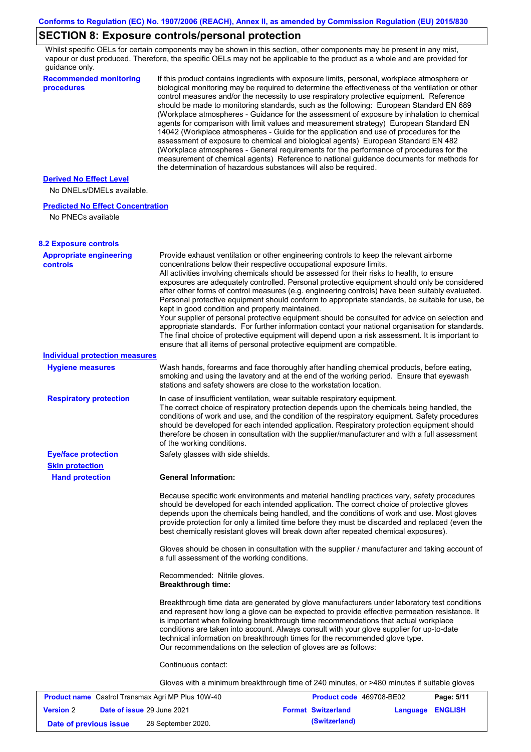## SECTION 8: Exposure controls/personal protection

Whilst specific OELs for certain components may be shown in this section, other components may be present in any mist, vapour or dust produced. Therefore, the specific OELs may not be applicable to the product as a whole and are provided for guidance only.

**Recommended monitoring procedures**

If this product contains ingredients with exposure limits, personal, workplace atmosphere or biological monitoring may be required to determine the effectiveness of the ventilation or other control measures and/or the necessity to use respiratory protective equipment. Reference should be made to monitoring standards, such as the following: European Standard EN 689 (Workplace atmospheres - Guidance for the assessment of exposure by inhalation to chemical agents for comparison with limit values and measurement strategy) European Standard EN 14042 (Workplace atmospheres - Guide for the application and use of procedures for the assessment of exposure to chemical and biological agents) European Standard EN 482 (Workplace atmospheres - General requirements for the performance of procedures for the measurement of chemical agents) Reference to national guidance documents for methods for the determination of hazardous substances will also be required.

**Derived No Effect Level**

No DNELs/DMELs available.

**Predicted No Effect Concentration**

No PNECs available

### 8.2 Exposure controls

**Appropriate engineering controls**

Provide exhaust ventilation or other engineering controls to keep the relevant airborne concentrations below their respective occupational exposure limits.
All activities involving chemicals should be assessed for their risks to health, to ensure exposures are adequately controlled. Personal protective equipment should only be considered after other forms of control measures (e.g. engineering controls) have been suitably evaluated. Personal protective equipment should conform to appropriate standards, be suitable for use, be kept in good condition and properly maintained.
Your supplier of personal protective equipment should be consulted for advice on selection and appropriate standards. For further information contact your national organisation for standards. The final choice of protective equipment will depend upon a risk assessment. It is important to ensure that all items of personal protective equipment are compatible.

**Individual protection measures**

**Hygiene measures**

Wash hands, forearms and face thoroughly after handling chemical products, before eating, smoking and using the lavatory and at the end of the working period. Ensure that eyewash stations and safety showers are close to the workstation location.

**Respiratory protection**

In case of insufficient ventilation, wear suitable respiratory equipment.
The correct choice of respiratory protection depends upon the chemicals being handled, the conditions of work and use, and the condition of the respiratory equipment. Safety procedures should be developed for each intended application. Respiratory protection equipment should therefore be chosen in consultation with the supplier/manufacturer and with a full assessment of the working conditions.

**Eye/face protection**

Safety glasses with side shields.

**Skin protection**

**Hand protection**

**General Information:**

Because specific work environments and material handling practices vary, safety procedures should be developed for each intended application. The correct choice of protective gloves depends upon the chemicals being handled, and the conditions of work and use. Most gloves provide protection for only a limited time before they must be discarded and replaced (even the best chemically resistant gloves will break down after repeated chemical exposures).

Gloves should be chosen in consultation with the supplier / manufacturer and taking account of a full assessment of the working conditions.

Recommended: Nitrile gloves.
**Breakthrough time:**

Breakthrough time data are generated by glove manufacturers under laboratory test conditions and represent how long a glove can be expected to provide effective permeation resistance. It is important when following breakthrough time recommendations that actual workplace conditions are taken into account. Always consult with your glove supplier for up-to-date technical information on breakthrough times for the recommended glove type.
Our recommendations on the selection of gloves are as follows:

Continuous contact:

Gloves with a minimum breakthrough time of 240 minutes, or >480 minutes if suitable gloves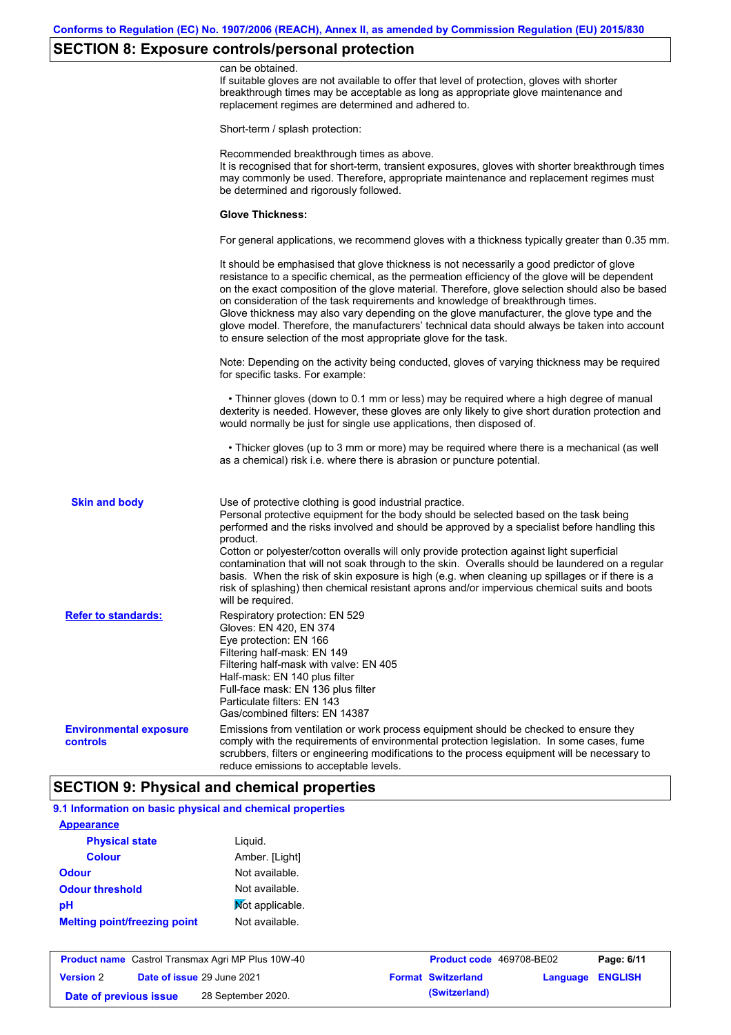## SECTION 8: Exposure controls/personal protection

can be obtained.
If suitable gloves are not available to offer that level of protection, gloves with shorter breakthrough times may be acceptable as long as appropriate glove maintenance and replacement regimes are determined and adhered to.

Short-term / splash protection:

Recommended breakthrough times as above.
It is recognised that for short-term, transient exposures, gloves with shorter breakthrough times may commonly be used. Therefore, appropriate maintenance and replacement regimes must be determined and rigorously followed.

**Glove Thickness:**

For general applications, we recommend gloves with a thickness typically greater than 0.35 mm.

It should be emphasised that glove thickness is not necessarily a good predictor of glove resistance to a specific chemical, as the permeation efficiency of the glove will be dependent on the exact composition of the glove material. Therefore, glove selection should also be based on consideration of the task requirements and knowledge of breakthrough times.
Glove thickness may also vary depending on the glove manufacturer, the glove type and the glove model. Therefore, the manufacturers' technical data should always be taken into account to ensure selection of the most appropriate glove for the task.

Note: Depending on the activity being conducted, gloves of varying thickness may be required for specific tasks. For example:

- Thinner gloves (down to 0.1 mm or less) may be required where a high degree of manual dexterity is needed. However, these gloves are only likely to give short duration protection and would normally be just for single use applications, then disposed of.
- Thicker gloves (up to 3 mm or more) may be required where there is a mechanical (as well as a chemical) risk i.e. where there is abrasion or puncture potential.

**Skin and body**

Use of protective clothing is good industrial practice.
Personal protective equipment for the body should be selected based on the task being performed and the risks involved and should be approved by a specialist before handling this product.
Cotton or polyester/cotton overalls will only provide protection against light superficial contamination that will not soak through to the skin. Overalls should be laundered on a regular basis. When the risk of skin exposure is high (e.g. when cleaning up spillages or if there is a risk of splashing) then chemical resistant aprons and/or impervious chemical suits and boots will be required.

**Refer to standards:**

Respiratory protection: EN 529
Gloves: EN 420, EN 374
Eye protection: EN 166
Filtering half-mask: EN 149
Filtering half-mask with valve: EN 405
Half-mask: EN 140 plus filter
Full-face mask: EN 136 plus filter
Particulate filters: EN 143
Gas/combined filters: EN 14387

**Environmental exposure controls**

Emissions from ventilation or work process equipment should be checked to ensure they comply with the requirements of environmental protection legislation. In some cases, fume scrubbers, filters or engineering modifications to the process equipment will be necessary to reduce emissions to acceptable levels.

## SECTION 9: Physical and chemical properties

### 9.1 Information on basic physical and chemical properties

**Appearance**

| | |
|---|---|
| **Physical state** | Liquid. |
| **Colour** | Amber. [Light] |
| **Odour** | Not available. |
| **Odour threshold** | Not available. |
| **pH** | Not applicable. |
| **Melting point/freezing point** | Not available. |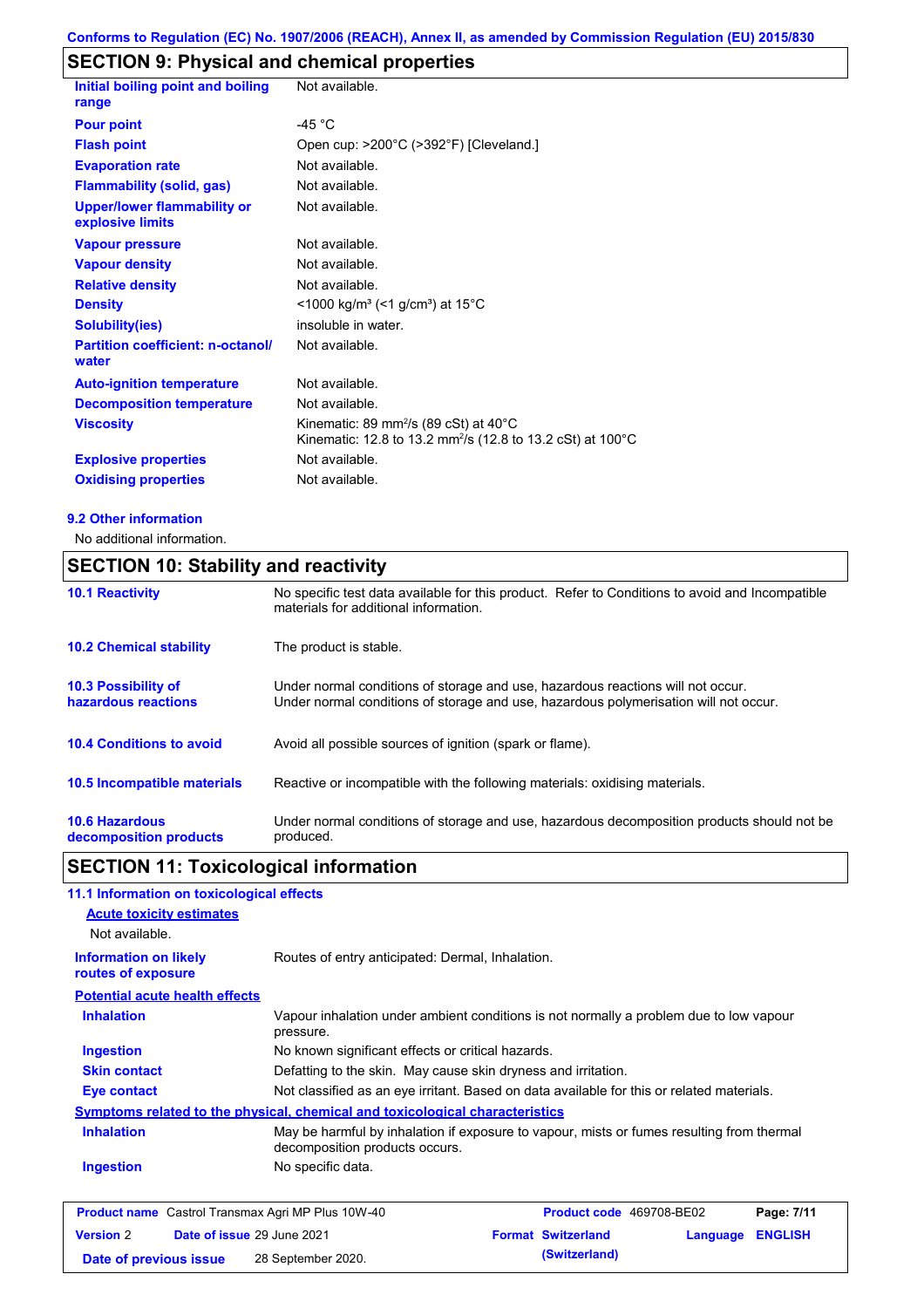Conforms to Regulation (EC) No. 1907/2006 (REACH), Annex II, as amended by Commission Regulation (EU) 2015/830

## SECTION 9: Physical and chemical properties

| Property | Value |
|---|---|
| **Initial boiling point and boiling range** | Not available. |
| **Pour point** | -45 °C |
| **Flash point** | Open cup: >200°C (>392°F) [Cleveland.] |
| **Evaporation rate** | Not available. |
| **Flammability (solid, gas)** | Not available. |
| **Upper/lower flammability or explosive limits** | Not available. |
| **Vapour pressure** | Not available. |
| **Vapour density** | Not available. |
| **Relative density** | Not available. |
| **Density** | <1000 kg/m³ (<1 g/cm³) at 15°C |
| **Solubility(ies)** | insoluble in water. |
| **Partition coefficient: n-octanol/water** | Not available. |
| **Auto-ignition temperature** | Not available. |
| **Decomposition temperature** | Not available. |
| **Viscosity** | Kinematic: 89 mm²/s (89 cSt) at 40°C<br>Kinematic: 12.8 to 13.2 mm²/s (12.8 to 13.2 cSt) at 100°C |
| **Explosive properties** | Not available. |
| **Oxidising properties** | Not available. |

### 9.2 Other information

No additional information.

## SECTION 10: Stability and reactivity

**10.1 Reactivity**
No specific test data available for this product. Refer to Conditions to avoid and Incompatible materials for additional information.

**10.2 Chemical stability**
The product is stable.

**10.3 Possibility of hazardous reactions**
Under normal conditions of storage and use, hazardous reactions will not occur.
Under normal conditions of storage and use, hazardous polymerisation will not occur.

**10.4 Conditions to avoid**
Avoid all possible sources of ignition (spark or flame).

**10.5 Incompatible materials**
Reactive or incompatible with the following materials: oxidising materials.

**10.6 Hazardous decomposition products**
Under normal conditions of storage and use, hazardous decomposition products should not be produced.

## SECTION 11: Toxicological information

### 11.1 Information on toxicological effects

**Acute toxicity estimates**

Not available.

**Information on likely routes of exposure**
Routes of entry anticipated: Dermal, Inhalation.

**Potential acute health effects**

| | |
|---|---|
| **Inhalation** | Vapour inhalation under ambient conditions is not normally a problem due to low vapour pressure. |
| **Ingestion** | No known significant effects or critical hazards. |
| **Skin contact** | Defatting to the skin. May cause skin dryness and irritation. |
| **Eye contact** | Not classified as an eye irritant. Based on data available for this or related materials. |

**Symptoms related to the physical, chemical and toxicological characteristics**

| | |
|---|---|
| **Inhalation** | May be harmful by inhalation if exposure to vapour, mists or fumes resulting from thermal decomposition products occurs. |
| **Ingestion** | No specific data. |

| | | | |
|---|---|---|---|
| **Product name** Castrol Transmax Agri MP Plus 10W-40 | | **Product code** 469708-BE02 | **Page:** 7/11 |
| **Version** 2 | **Date of issue** 29 June 2021 | **Format** Switzerland (Switzerland) | **Language** ENGLISH |
| **Date of previous issue** | 28 September 2020. | | |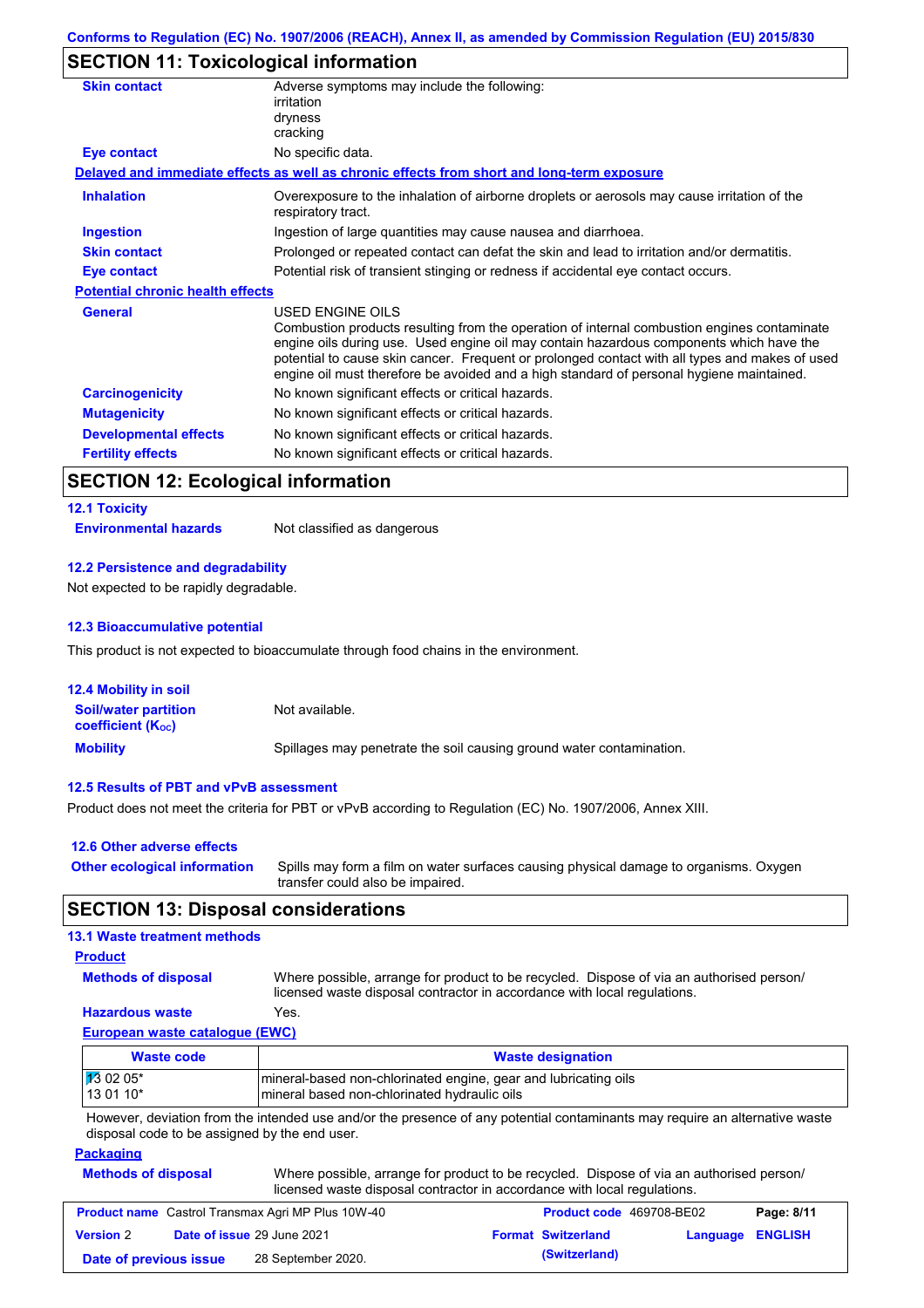## SECTION 11: Toxicological information

**Skin contact** — Adverse symptoms may include the following:
irritation
dryness
cracking

**Eye contact** — No specific data.

**Delayed and immediate effects as well as chronic effects from short and long-term exposure**

**Inhalation** — Overexposure to the inhalation of airborne droplets or aerosols may cause irritation of the respiratory tract.

**Ingestion** — Ingestion of large quantities may cause nausea and diarrhoea.

**Skin contact** — Prolonged or repeated contact can defat the skin and lead to irritation and/or dermatitis.

**Eye contact** — Potential risk of transient stinging or redness if accidental eye contact occurs.

**Potential chronic health effects**

**General** — USED ENGINE OILS
Combustion products resulting from the operation of internal combustion engines contaminate engine oils during use. Used engine oil may contain hazardous components which have the potential to cause skin cancer. Frequent or prolonged contact with all types and makes of used engine oil must therefore be avoided and a high standard of personal hygiene maintained.

**Carcinogenicity** — No known significant effects or critical hazards.

**Mutagenicity** — No known significant effects or critical hazards.

**Developmental effects** — No known significant effects or critical hazards.

**Fertility effects** — No known significant effects or critical hazards.

## SECTION 12: Ecological information

### 12.1 Toxicity

**Environmental hazards** — Not classified as dangerous

### 12.2 Persistence and degradability

Not expected to be rapidly degradable.

### 12.3 Bioaccumulative potential

This product is not expected to bioaccumulate through food chains in the environment.

### 12.4 Mobility in soil

**Soil/water partition coefficient ($K_{OC}$)** — Not available.

**Mobility** — Spillages may penetrate the soil causing ground water contamination.

### 12.5 Results of PBT and vPvB assessment

Product does not meet the criteria for PBT or vPvB according to Regulation (EC) No. 1907/2006, Annex XIII.

### 12.6 Other adverse effects

**Other ecological information** — Spills may form a film on water surfaces causing physical damage to organisms. Oxygen transfer could also be impaired.

## SECTION 13: Disposal considerations

### 13.1 Waste treatment methods

**Product**

**Methods of disposal** — Where possible, arrange for product to be recycled. Dispose of via an authorised person/ licensed waste disposal contractor in accordance with local regulations.

**Hazardous waste** — Yes.

**European waste catalogue (EWC)**

| Waste code | Waste designation |
|---|---|
| 13 02 05* | mineral-based non-chlorinated engine, gear and lubricating oils |
| 13 01 10* | mineral based non-chlorinated hydraulic oils |

However, deviation from the intended use and/or the presence of any potential contaminants may require an alternative waste disposal code to be assigned by the end user.

**Packaging**

**Methods of disposal** — Where possible, arrange for product to be recycled. Dispose of via an authorised person/ licensed waste disposal contractor in accordance with local regulations.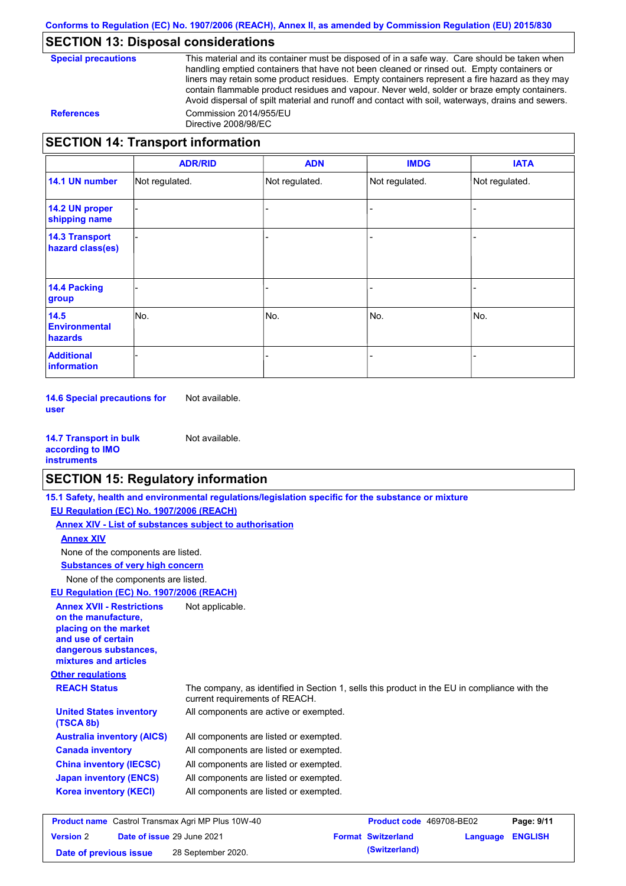## SECTION 13: Disposal considerations

**Special precautions**

This material and its container must be disposed of in a safe way. Care should be taken when handling emptied containers that have not been cleaned or rinsed out. Empty containers or liners may retain some product residues. Empty containers represent a fire hazard as they may contain flammable product residues and vapour. Never weld, solder or braze empty containers. Avoid dispersal of spilt material and runoff and contact with soil, waterways, drains and sewers.

**References**

Commission 2014/955/EU
Directive 2008/98/EC

## SECTION 14: Transport information

| | ADR/RID | ADN | IMDG | IATA |
|---|---|---|---|---|
| **14.1 UN number** | Not regulated. | Not regulated. | Not regulated. | Not regulated. |
| **14.2 UN proper shipping name** | - | - | - | - |
| **14.3 Transport hazard class(es)** | - | - | - | - |
| **14.4 Packing group** | - | - | - | - |
| **14.5 Environmental hazards** | No. | No. | No. | No. |
| **Additional information** | - | - | - | - |

**14.6 Special precautions for user**

Not available.

**14.7 Transport in bulk according to IMO instruments**

Not available.

## SECTION 15: Regulatory information

**15.1 Safety, health and environmental regulations/legislation specific for the substance or mixture**

**EU Regulation (EC) No. 1907/2006 (REACH)**

**Annex XIV - List of substances subject to authorisation**

**Annex XIV**

None of the components are listed.

**Substances of very high concern**

None of the components are listed.

**EU Regulation (EC) No. 1907/2006 (REACH)**

**Annex XVII - Restrictions on the manufacture, placing on the market and use of certain dangerous substances, mixtures and articles**

Not applicable.

**Other regulations**

**REACH Status**

The company, as identified in Section 1, sells this product in the EU in compliance with the current requirements of REACH.

**United States inventory (TSCA 8b)**

All components are active or exempted.

**Australia inventory (AICS)**

All components are listed or exempted.

**Canada inventory**

All components are listed or exempted.

**China inventory (IECSC)**

All components are listed or exempted.

**Japan inventory (ENCS)**

All components are listed or exempted.

**Korea inventory (KECI)**

All components are listed or exempted.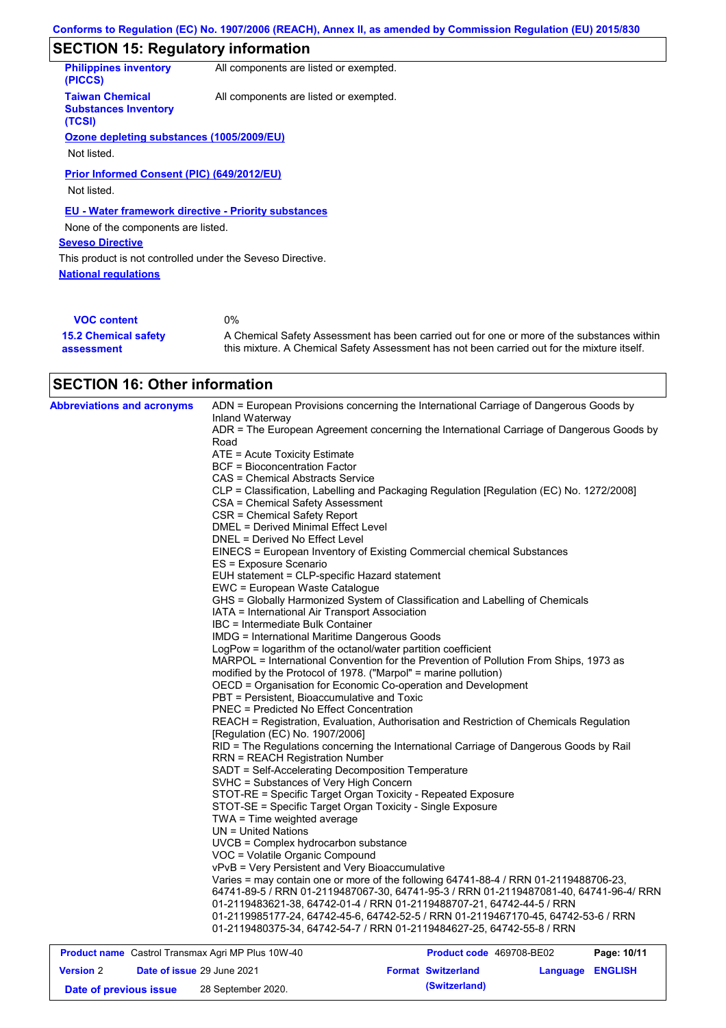## SECTION 15: Regulatory information

**Philippines inventory (PICCS)**: All components are listed or exempted.

**Taiwan Chemical Substances Inventory (TCSI)**: All components are listed or exempted.

**Ozone depleting substances (1005/2009/EU)**

Not listed.

**Prior Informed Consent (PIC) (649/2012/EU)**

Not listed.

**EU - Water framework directive - Priority substances**

None of the components are listed.

**Seveso Directive**

This product is not controlled under the Seveso Directive.

**National regulations**

**VOC content**: 0%

**15.2 Chemical safety assessment**: A Chemical Safety Assessment has been carried out for one or more of the substances within this mixture. A Chemical Safety Assessment has not been carried out for the mixture itself.

## SECTION 16: Other information

**Abbreviations and acronyms**

ADN = European Provisions concerning the International Carriage of Dangerous Goods by Inland Waterway
ADR = The European Agreement concerning the International Carriage of Dangerous Goods by Road
ATE = Acute Toxicity Estimate
BCF = Bioconcentration Factor
CAS = Chemical Abstracts Service
CLP = Classification, Labelling and Packaging Regulation [Regulation (EC) No. 1272/2008]
CSA = Chemical Safety Assessment
CSR = Chemical Safety Report
DMEL = Derived Minimal Effect Level
DNEL = Derived No Effect Level
EINECS = European Inventory of Existing Commercial chemical Substances
ES = Exposure Scenario
EUH statement = CLP-specific Hazard statement
EWC = European Waste Catalogue
GHS = Globally Harmonized System of Classification and Labelling of Chemicals
IATA = International Air Transport Association
IBC = Intermediate Bulk Container
IMDG = International Maritime Dangerous Goods
LogPow = logarithm of the octanol/water partition coefficient
MARPOL = International Convention for the Prevention of Pollution From Ships, 1973 as modified by the Protocol of 1978. ("Marpol" = marine pollution)
OECD = Organisation for Economic Co-operation and Development
PBT = Persistent, Bioaccumulative and Toxic
PNEC = Predicted No Effect Concentration
REACH = Registration, Evaluation, Authorisation and Restriction of Chemicals Regulation [Regulation (EC) No. 1907/2006]
RID = The Regulations concerning the International Carriage of Dangerous Goods by Rail
RRN = REACH Registration Number
SADT = Self-Accelerating Decomposition Temperature
SVHC = Substances of Very High Concern
STOT-RE = Specific Target Organ Toxicity - Repeated Exposure
STOT-SE = Specific Target Organ Toxicity - Single Exposure
TWA = Time weighted average
UN = United Nations
UVCB = Complex hydrocarbon substance
VOC = Volatile Organic Compound
vPvB = Very Persistent and Very Bioaccumulative
Varies = may contain one or more of the following 64741-88-4 / RRN 01-2119488706-23, 64741-89-5 / RRN 01-2119487067-30, 64741-95-3 / RRN 01-2119487081-40, 64741-96-4/ RRN 01-2119483621-38, 64742-01-4 / RRN 01-2119488707-21, 64742-44-5 / RRN 01-2119985177-24, 64742-45-6, 64742-52-5 / RRN 01-2119467170-45, 64742-53-6 / RRN 01-2119480375-34, 64742-54-7 / RRN 01-2119484627-25, 64742-55-8 / RRN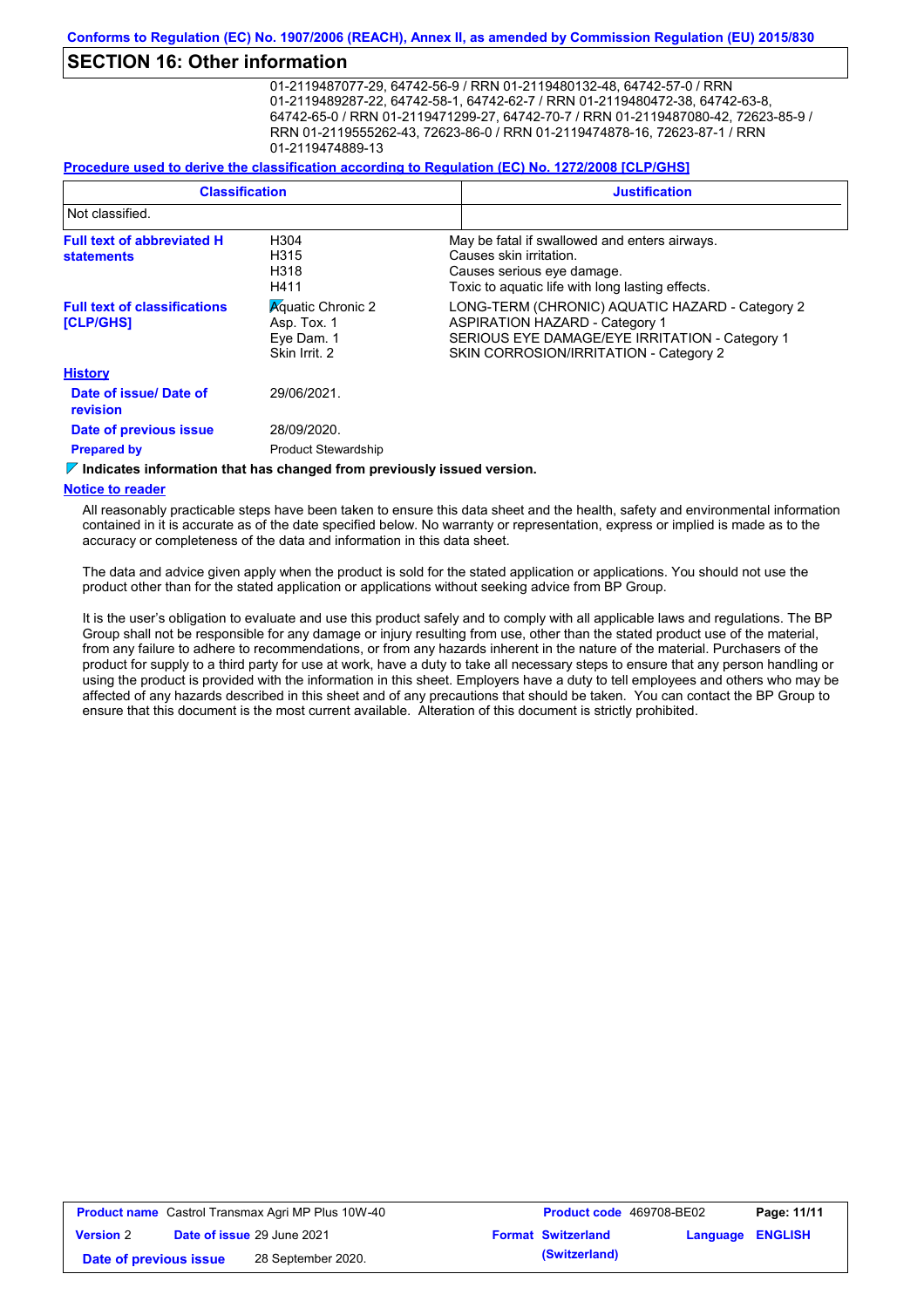## SECTION 16: Other information

01-2119487077-29, 64742-56-9 / RRN 01-2119480132-48, 64742-57-0 / RRN 01-2119489287-22, 64742-58-1, 64742-62-7 / RRN 01-2119480472-38, 64742-63-8, 64742-65-0 / RRN 01-2119471299-27, 64742-70-7 / RRN 01-2119487080-42, 72623-85-9 / RRN 01-2119555262-43, 72623-86-0 / RRN 01-2119474878-16, 72623-87-1 / RRN 01-2119474889-13

**Procedure used to derive the classification according to Regulation (EC) No. 1272/2008 [CLP/GHS]**

| Classification | Justification |
|---|---|
| Not classified. | |

**Full text of abbreviated H statements**

| | |
|---|---|
| H304 | May be fatal if swallowed and enters airways. |
| H315 | Causes skin irritation. |
| H318 | Causes serious eye damage. |
| H411 | Toxic to aquatic life with long lasting effects. |

**Full text of classifications [CLP/GHS]**

| | |
|---|---|
| Aquatic Chronic 2 | LONG-TERM (CHRONIC) AQUATIC HAZARD - Category 2 |
| Asp. Tox. 1 | ASPIRATION HAZARD - Category 1 |
| Eye Dam. 1 | SERIOUS EYE DAMAGE/EYE IRRITATION - Category 1 |
| Skin Irrit. 2 | SKIN CORROSION/IRRITATION - Category 2 |

**History**

**Date of issue/ Date of revision** 29/06/2021.

**Date of previous issue** 28/09/2020.

**Prepared by** Product Stewardship

**Indicates information that has changed from previously issued version.**

**Notice to reader**

All reasonably practicable steps have been taken to ensure this data sheet and the health, safety and environmental information contained in it is accurate as of the date specified below. No warranty or representation, express or implied is made as to the accuracy or completeness of the data and information in this data sheet.

The data and advice given apply when the product is sold for the stated application or applications. You should not use the product other than for the stated application or applications without seeking advice from BP Group.

It is the user's obligation to evaluate and use this product safely and to comply with all applicable laws and regulations. The BP Group shall not be responsible for any damage or injury resulting from use, other than the stated product use of the material, from any failure to adhere to recommendations, or from any hazards inherent in the nature of the material. Purchasers of the product for supply to a third party for use at work, have a duty to take all necessary steps to ensure that any person handling or using the product is provided with the information in this sheet. Employers have a duty to tell employees and others who may be affected of any hazards described in this sheet and of any precautions that should be taken. You can contact the BP Group to ensure that this document is the most current available. Alteration of this document is strictly prohibited.

| | | | |
|---|---|---|---|
| **Product name** Castrol Transmax Agri MP Plus 10W-40 | | **Product code** 469708-BE02 | |
| **Version** 2 | **Date of issue** 29 June 2021 | **Format** Switzerland (Switzerland) | **Language** ENGLISH |
| **Date of previous issue** | 28 September 2020. | | |